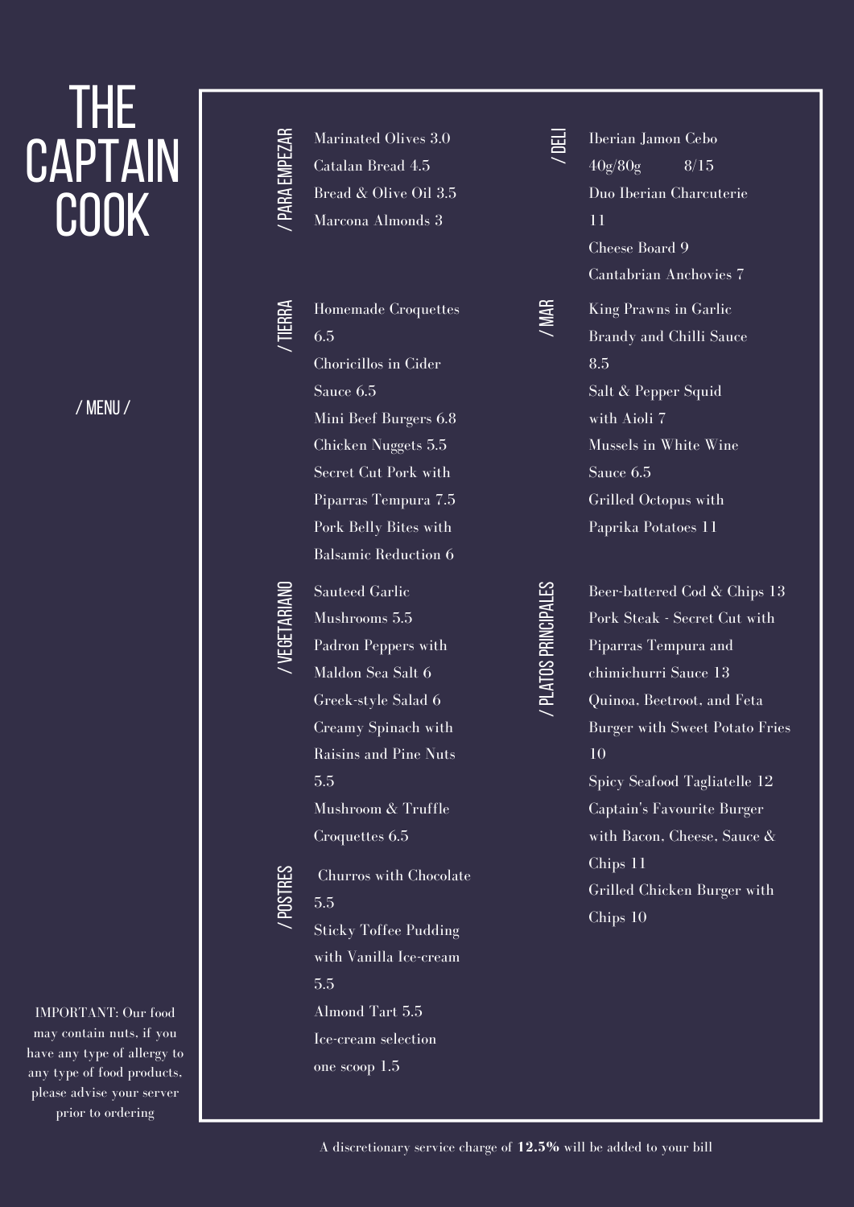# THE CAPTAIN COOK

/ MENU /

## / PARA EMPEZAR

- Marinated Olives 3.0
- Catalan Bread 4.5
- Bread & Olive Oil 3.5
- Marcona Almonds 3

## / TIERRA

- Homemade Croquettes 6.5
- Choricillos in Cider Sauce 6.5
- Mini Beef Burgers 6.8
- Chicken Nuggets 5.5
- Secret Cut Pork with Piparras Tempura 7.5
- Pork Belly Bites with Balsamic Reduction 6

## / VEGETARIANO

- Sauteed Garlic Mushrooms 5.5
- Padron Peppers with Maldon Sea Salt 6
- Greek-style Salad 6
- Creamy Spinach with Raisins and Pine Nuts 5.5
- Mushroom & Truffle Croquettes 6.5

## / POSTRES

- Churros with Chocolate 5.5
- Sticky Toffee Pudding with Vanilla Ice-cream 5.5
- Almond Tart 5.5
- Ice-cream selection one scoop 1.5

## / DELI

- Iberian Jamon Cebo 40g/80g 8/15
- Duo Iberian Charcuterie 11
- Cheese Board 9
- Cantabrian Anchovies 7

## / MAR

- King Prawns in Garlic Brandy and Chilli Sauce 8.5
- Salt & Pepper Squid with Aioli 7
- Mussels in White Wine Sauce 6.5
- Grilled Octopus with Paprika Potatoes 11

## / PLATOS PRINCIPALES

- Beer-battered Cod & Chips 13
- Pork Steak - Secret Cut with Piparras Tempura and chimichurri Sauce 13
- Quinoa, Beetroot, and Feta Burger with Sweet Potato Fries 10
- Spicy Seafood Tagliatelle 12
- Captain's Favourite Burger with Bacon, Cheese, Sauce & Chips 11
- Grilled Chicken Burger with Chips 10

IMPORTANT: Our food may contain nuts, if you have any type of allergy to any type of food products, please advise your server prior to ordering

A discretionary service charge of **12.5%** will be added to your bill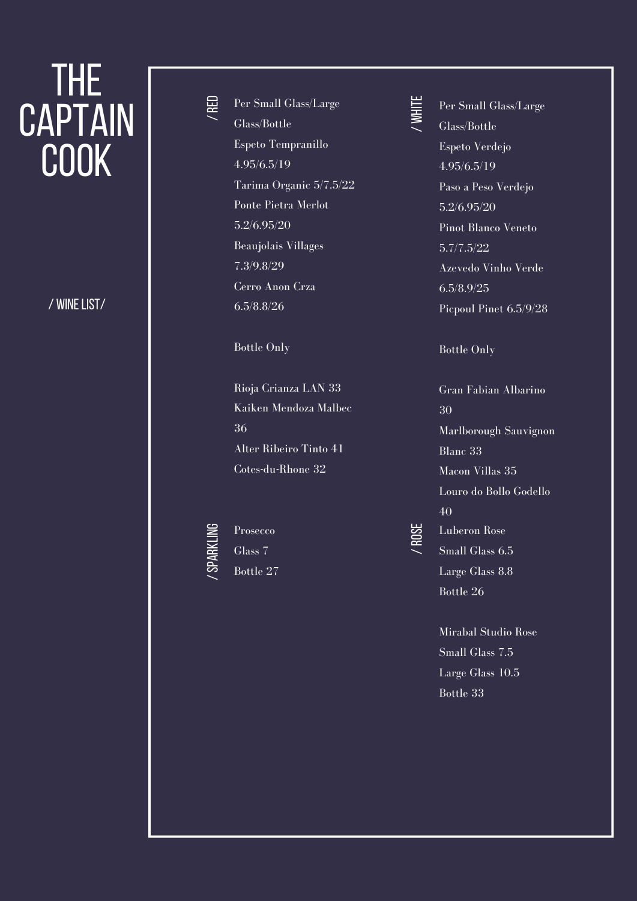# THE CAPTAIN COOK

/ WINE LIST/

## / RED

Per Small Glass/Large Glass/Bottle

Espeto Tempranillo 4.95/6.5/19

Tarima Organic 5/7.5/22

Ponte Pietra Merlot 5.2/6.95/20

Beaujolais Villages 7.3/9.8/29

Cerro Anon Crza 6.5/8.8/26

Bottle Only

Rioja Crianza LAN 33

Kaiken Mendoza Malbec 36

Alter Ribeiro Tinto 41

Cotes-du-Rhone 32

## / SPARKLING

Prosecco

Glass 7

Bottle 27

## / WHITE

Per Small Glass/Large Glass/Bottle

Espeto Verdejo 4.95/6.5/19

Paso a Peso Verdejo 5.2/6.95/20

Pinot Blanco Veneto 5.7/7.5/22

Azevedo Vinho Verde 6.5/8.9/25

Picpoul Pinet 6.5/9/28

Bottle Only

Gran Fabian Albarino 30

Marlborough Sauvignon Blanc 33

Macon Villas 35

Louro do Bollo Godello 40

## / ROSE

Luberon Rose

Small Glass 6.5

Large Glass 8.8

Bottle 26

Mirabal Studio Rose

Small Glass 7.5

Large Glass 10.5

Bottle 33